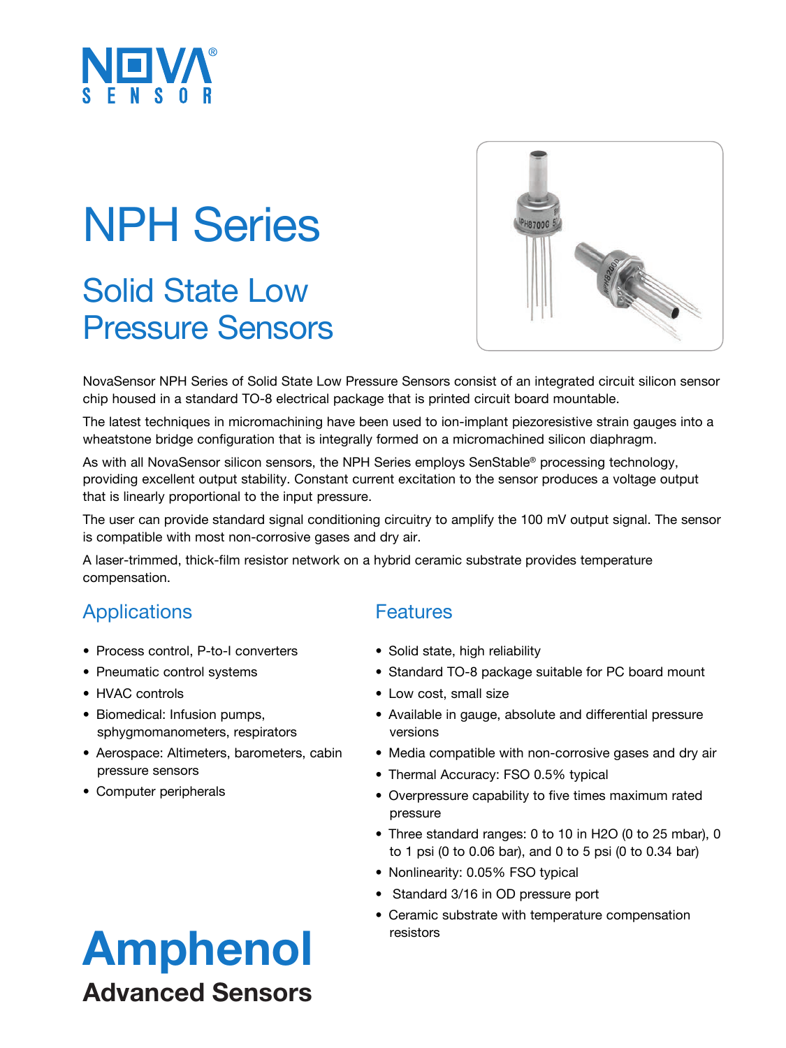NOVA SENSOR

# NPH Series

## Solid State Low Pressure Sensors

NovaSensor NPH Series of Solid State Low Pressure Sensors consist of an integrated circuit silicon sensor chip housed in a standard TO-8 electrical package that is printed circuit board mountable.

The latest techniques in micromachining have been used to ion-implant piezoresistive strain gauges into a wheatstone bridge configuration that is integrally formed on a micromachined silicon diaphragm.

As with all NovaSensor silicon sensors, the NPH Series employs SenStable® processing technology, providing excellent output stability. Constant current excitation to the sensor produces a voltage output that is linearly proportional to the input pressure.

The user can provide standard signal conditioning circuitry to amplify the 100 mV output signal. The sensor is compatible with most non-corrosive gases and dry air.

A laser-trimmed, thick-film resistor network on a hybrid ceramic substrate provides temperature compensation.

## Applications

- Process control, P-to-I converters
- Pneumatic control systems
- HVAC controls
- Biomedical: Infusion pumps, sphygmomanometers, respirators
- Aerospace: Altimeters, barometers, cabin pressure sensors
- Computer peripherals

## Features

- Solid state, high reliability
- Standard TO-8 package suitable for PC board mount
- Low cost, small size
- Available in gauge, absolute and differential pressure versions
- Media compatible with non-corrosive gases and dry air
- Thermal Accuracy: FSO 0.5% typical
- Overpressure capability to five times maximum rated pressure
- Three standard ranges: 0 to 10 in H2O (0 to 25 mbar), 0 to 1 psi (0 to 0.06 bar), and 0 to 5 psi (0 to 0.34 bar)
- Nonlinearity: 0.05% FSO typical
- Standard 3/16 in OD pressure port
- Ceramic substrate with temperature compensation resistors

**Amphenol**
**Advanced Sensors**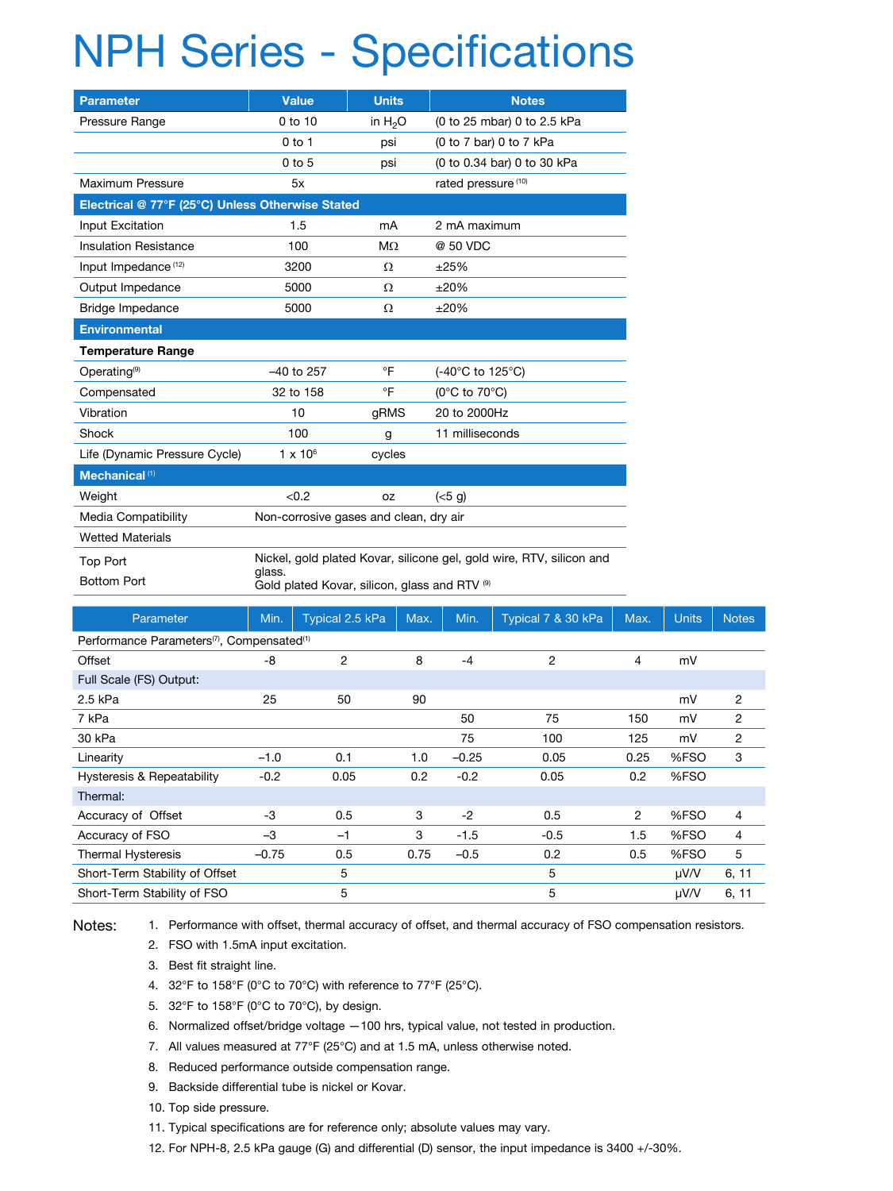# NPH Series - Specifications

| Parameter | Value | Units | Notes |
|---|---|---|---|
| Pressure Range | 0 to 10 | in $H_2O$ | (0 to 25 mbar) 0 to 2.5 kPa |
| | 0 to 1 | psi | (0 to 7 bar) 0 to 7 kPa |
| | 0 to 5 | psi | (0 to 0.34 bar) 0 to 30 kPa |
| Maximum Pressure | 5x | | rated pressure [10] |
| **Electrical @ 77°F (25°C) Unless Otherwise Stated** | | | |
| Input Excitation | 1.5 | mA | 2 mA maximum |
| Insulation Resistance | 100 | MΩ | @ 50 VDC |
| Input Impedance [12] | 3200 | Ω | ±25% |
| Output Impedance | 5000 | Ω | ±20% |
| Bridge Impedance | 5000 | Ω | ±20% |
| **Environmental** | | | |
| **Temperature Range** | | | |
| Operating[9] | –40 to 257 | °F | (-40°C to 125°C) |
| Compensated | 32 to 158 | °F | (0°C to 70°C) |
| Vibration | 10 | gRMS | 20 to 2000Hz |
| Shock | 100 | g | 11 milliseconds |
| Life (Dynamic Pressure Cycle) | 1 x $10^6$ | cycles | |
| **Mechanical** [1] | | | |
| Weight | <0.2 | oz | (<5 g) |
| Media Compatibility | Non-corrosive gases and clean, dry air | | |
| Wetted Materials | | | |
| Top Port | Nickel, gold plated Kovar, silicone gel, gold wire, RTV, silicon and glass. | | |
| Bottom Port | Gold plated Kovar, silicon, glass and RTV [9] | | |

| Parameter | Min. | Typical 2.5 kPa | Max. | Min. | Typical 7 & 30 kPa | Max. | Units | Notes |
|---|---|---|---|---|---|---|---|---|
| Performance Parameters[7], Compensated[1] | | | | | | | | |
| Offset | -8 | 2 | 8 | -4 | 2 | 4 | mV | |
| Full Scale (FS) Output: | | | | | | | | |
| 2.5 kPa | 25 | 50 | 90 | | | | mV | 2 |
| 7 kPa | | | | 50 | 75 | 150 | mV | 2 |
| 30 kPa | | | | 75 | 100 | 125 | mV | 2 |
| Linearity | –1.0 | 0.1 | 1.0 | –0.25 | 0.05 | 0.25 | %FSO | 3 |
| Hysteresis & Repeatability | -0.2 | 0.05 | 0.2 | -0.2 | 0.05 | 0.2 | %FSO | |
| Thermal: | | | | | | | | |
| Accuracy of Offset | -3 | 0.5 | 3 | -2 | 0.5 | 2 | %FSO | 4 |
| Accuracy of FSO | –3 | –1 | 3 | -1.5 | -0.5 | 1.5 | %FSO | 4 |
| Thermal Hysteresis | –0.75 | 0.5 | 0.75 | –0.5 | 0.2 | 0.5 | %FSO | 5 |
| Short-Term Stability of Offset | | 5 | | | 5 | | µV/V | 6, 11 |
| Short-Term Stability of FSO | | 5 | | | 5 | | µV/V | 6, 11 |

Notes:

1. Performance with offset, thermal accuracy of offset, and thermal accuracy of FSO compensation resistors.
2. FSO with 1.5mA input excitation.
3. Best fit straight line.
4. 32°F to 158°F (0°C to 70°C) with reference to 77°F (25°C).
5. 32°F to 158°F (0°C to 70°C), by design.
6. Normalized offset/bridge voltage —100 hrs, typical value, not tested in production.
7. All values measured at 77°F (25°C) and at 1.5 mA, unless otherwise noted.
8. Reduced performance outside compensation range.
9. Backside differential tube is nickel or Kovar.
10. Top side pressure.
11. Typical specifications are for reference only; absolute values may vary.
12. For NPH-8, 2.5 kPa gauge (G) and differential (D) sensor, the input impedance is 3400 +/-30%.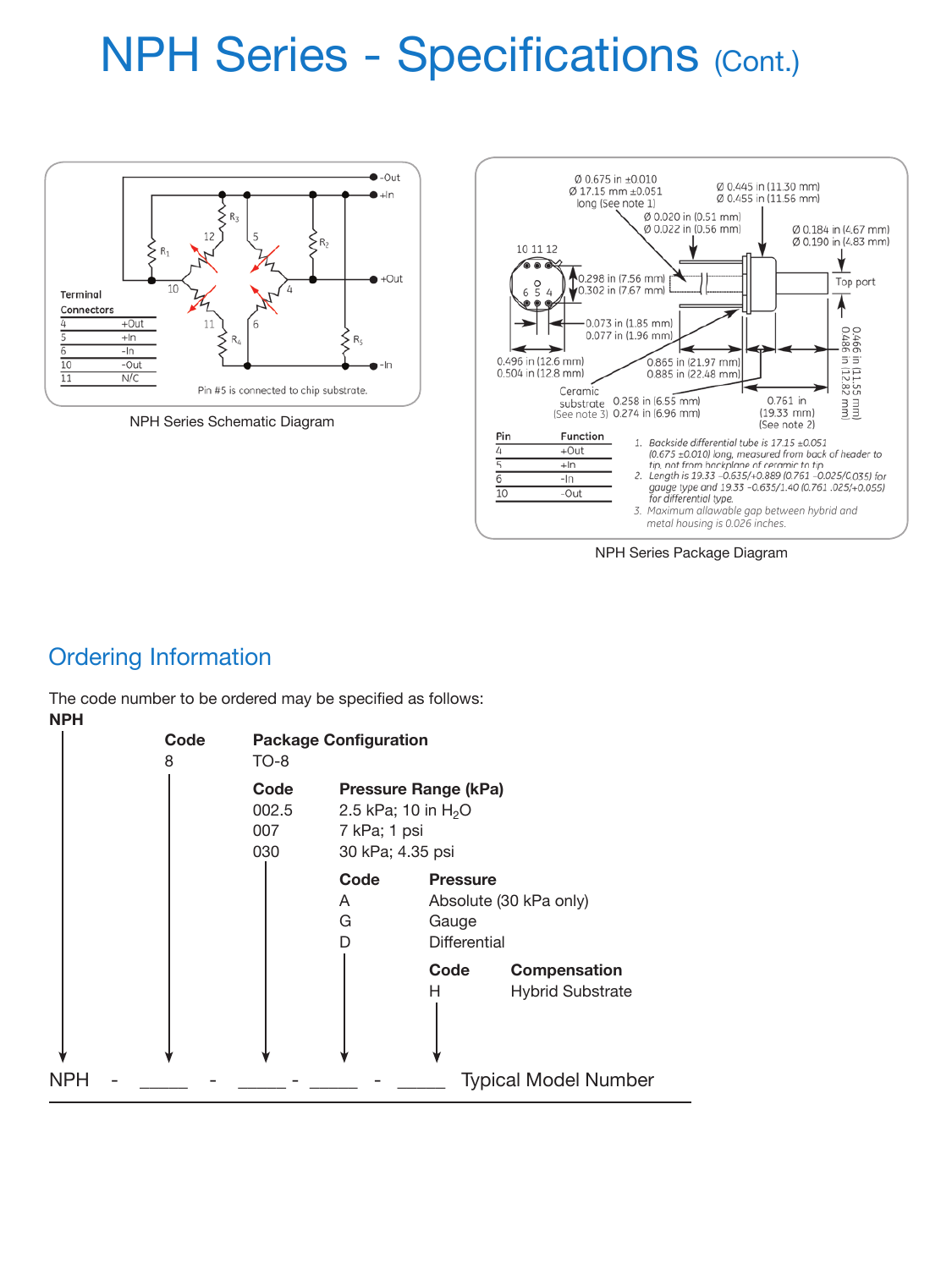# NPH Series - Specifications (Cont.)

| Terminal Connectors | |
|---|---|
| 4 | +Out |
| 5 | +In |
| 6 | -In |
| 10 | -Out |
| 11 | N/C |

Pin #5 is connected to chip substrate.

NPH Series Schematic Diagram

| Pin | Function |
|---|---|
| 4 | +Out |
| 5 | +In |
| 6 | -In |
| 10 | -Out |

1. *Backside differential tube is 17.15 ±0.051 (0.675 ±0.010) long, measured from back of header to tip, not from backplane of ceramic to tip*
2. *Length is 19.33 -0.635/+0.889 (0.761 -0.025/0.035) for gauge type and 19.33 -0.635/1.40 (0.761 .025/+0.055) for differential type.*
3. *Maximum allowable gap between hybrid and metal housing is 0.026 inches.*

NPH Series Package Diagram

## Ordering Information

The code number to be ordered may be specified as follows:

**NPH**

| **Code** | **Package Configuration** |
|---|---|
| 8 | TO-8 |

| **Code** | **Pressure Range (kPa)** |
|---|---|
| 002.5 | 2.5 kPa; 10 in $H_2O$ |
| 007 | 7 kPa; 1 psi |
| 030 | 30 kPa; 4.35 psi |

| **Code** | **Pressure** |
|---|---|
| A | Absolute (30 kPa only) |
| G | Gauge |
| D | Differential |

| **Code** | **Compensation** |
|---|---|
| H | Hybrid Substrate |

NPH - _____ - _____ - _____ - _____ Typical Model Number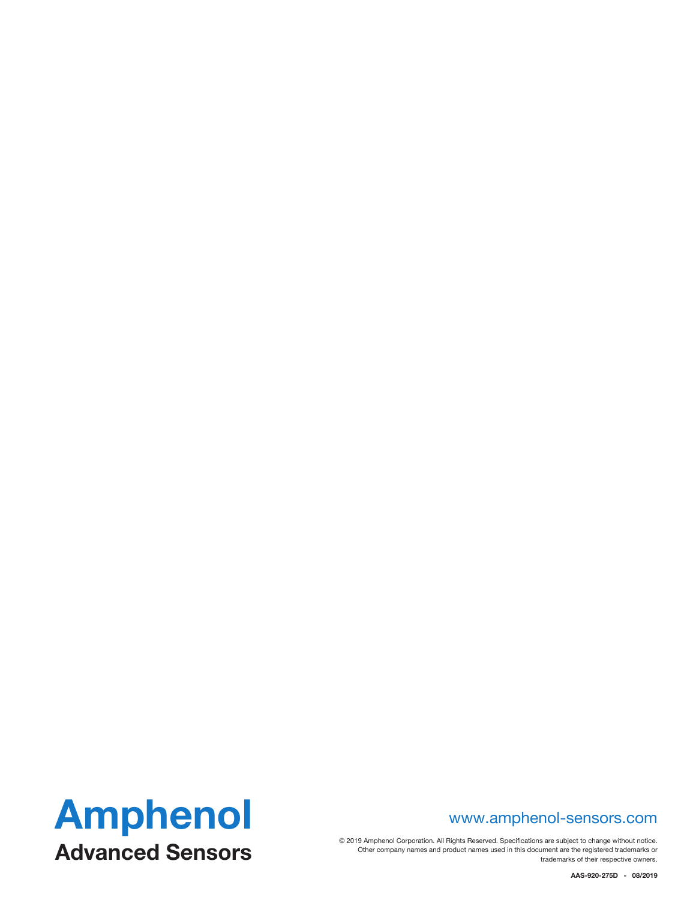**Amphenol**

**Advanced Sensors**

www.amphenol-sensors.com

© 2019 Amphenol Corporation. All Rights Reserved. Specifications are subject to change without notice. Other company names and product names used in this document are the registered trademarks or trademarks of their respective owners.

**AAS-920-275D - 08/2019**